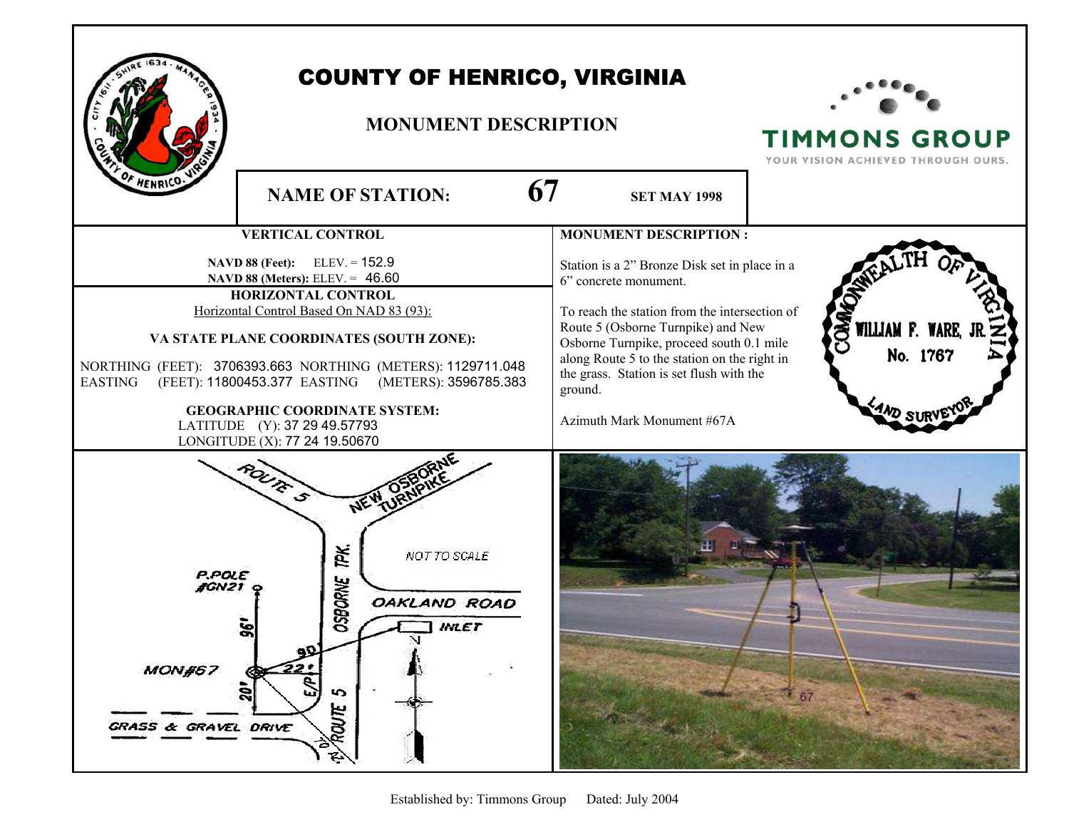# COUNTY OF HENRICO, VIRGINIA

## MONUMENT DESCRIPTION

TIMMONS GROUP
YOUR VISION ACHIEVED THROUGH OURS.

**NAME OF STATION:** **67** **SET MAY 1998**

### VERTICAL CONTROL

**NAVD 88 (Feet):** ELEV. = 152.9
**NAVD 88 (Meters):** ELEV. = 46.60

### HORIZONTAL CONTROL

Horizontal Control Based On NAD 83 (93):

**VA STATE PLANE COORDINATES (SOUTH ZONE):**

NORTHING (FEET): 3706393.663 NORTHING (METERS): 1129711.048
EASTING (FEET): 11800453.377 EASTING (METERS): 3596785.383

**GEOGRAPHIC COORDINATE SYSTEM:**

LATITUDE (Y): 37 29 49.57793
LONGITUDE (X): 77 24 19.50670

### MONUMENT DESCRIPTION :

Station is a 2" Bronze Disk set in place in a 6" concrete monument.

To reach the station from the intersection of Route 5 (Osborne Turnpike) and New Osborne Turnpike, proceed south 0.1 mile along Route 5 to the station on the right in the grass. Station is set flush with the ground.

Azimuth Mark Monument #67A

COMMONWEALTH OF VIRGINIA
WILLIAM F. WARE, JR.
No. 1767
LAND SURVEYOR

ROUTE 5
NEW OSBORNE TURNPIKE
NOT TO SCALE
OSBORNE TPK.
P.POLE #GN21
OAKLAND ROAD
INLET
96'
90'
MON#67
22'
20'
E/P
ROUTE 5
GRASS & GRAVEL DRIVE

67

Established by: Timmons Group Dated: July 2004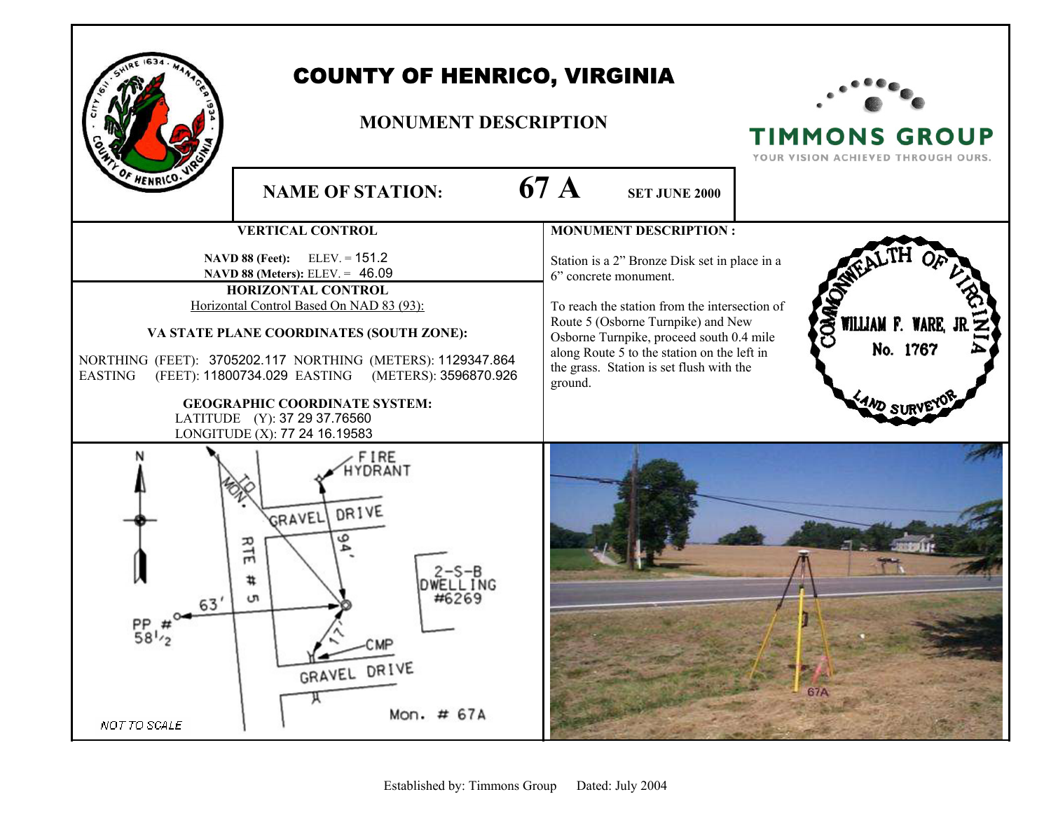# COUNTY OF HENRICO, VIRGINIA

## MONUMENT DESCRIPTION

TIMMONS GROUP
YOUR VISION ACHIEVED THROUGH OURS.

**NAME OF STATION:** **67 A** **SET JUNE 2000**

### VERTICAL CONTROL

**NAVD 88 (Feet):** ELEV. = 151.2
**NAVD 88 (Meters):** ELEV. = 46.09

### HORIZONTAL CONTROL

Horizontal Control Based On NAD 83 (93):

**VA STATE PLANE COORDINATES (SOUTH ZONE):**

NORTHING (FEET): 3705202.117 NORTHING (METERS): 1129347.864
EASTING (FEET): 11800734.029 EASTING (METERS): 3596870.926

**GEOGRAPHIC COORDINATE SYSTEM:**

LATITUDE (Y): 37 29 37.76560
LONGITUDE (X): 77 24 16.19583

### MONUMENT DESCRIPTION :

Station is a 2" Bronze Disk set in place in a 6" concrete monument.

To reach the station from the intersection of Route 5 (Osborne Turnpike) and New Osborne Turnpike, proceed south 0.4 mile along Route 5 to the station on the left in the grass. Station is set flush with the ground.

COMMONWEALTH OF VIRGINIA
WILLIAM F. WARE, JR.
No. 1767
LAND SURVEYOR

N
TO MON.
FIRE HYDRANT
GRAVEL DRIVE
94'
RTE # 5
2-S-B DWELLING #6269
63'
PP # 58 1/2
17'
CMP
GRAVEL DRIVE
Mon. # 67A
NOT TO SCALE

67A

Established by: Timmons Group Dated: July 2004